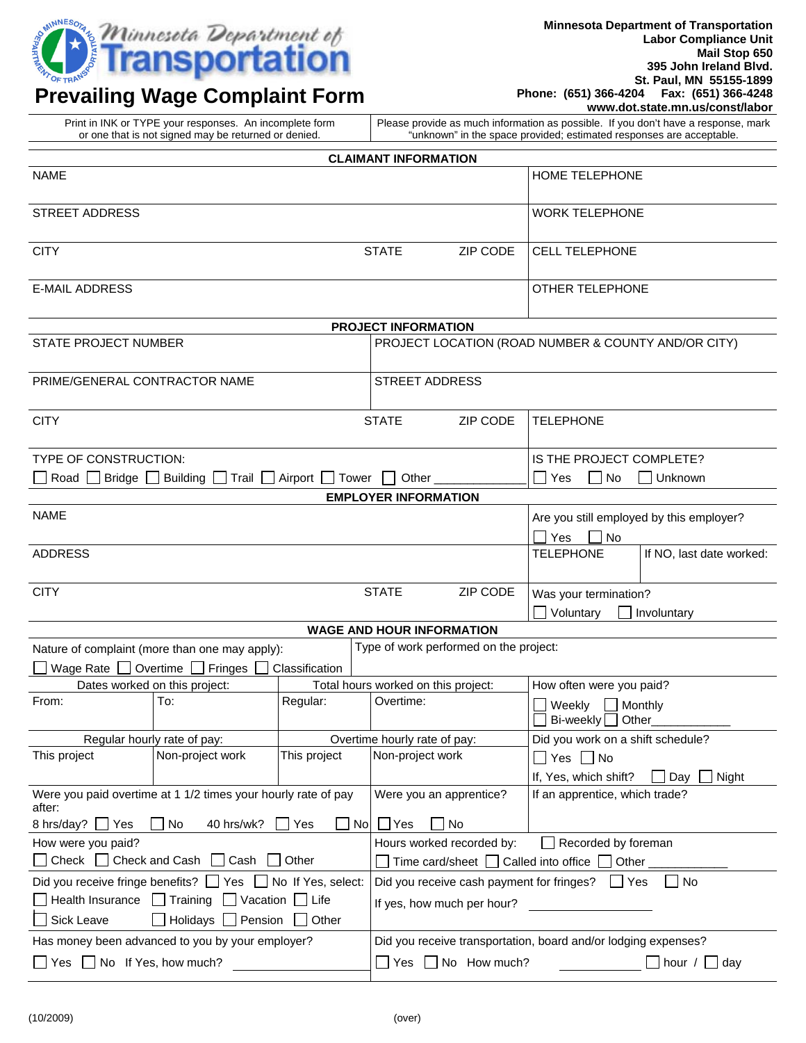# Minnesota Department of Transportation

## Prevailing Wage Complaint Form

**Minnesota Department of Transportation**
**Labor Compliance Unit**
**Mail Stop 650**
**395 John Ireland Blvd.**
**St. Paul, MN 55155-1899**
**Phone: (651) 366-4204 Fax: (651) 366-4248**
**www.dot.state.mn.us/const/labor**

Print in INK or TYPE your responses. An incomplete form or one that is not signed may be returned or denied.

Please provide as much information as possible. If you don't have a response, mark "unknown" in the space provided; estimated responses are acceptable.

### CLAIMANT INFORMATION

| | | | |
|---|---|---|---|
| NAME | | | HOME TELEPHONE |
| STREET ADDRESS | | | WORK TELEPHONE |
| CITY | STATE | ZIP CODE | CELL TELEPHONE |
| E-MAIL ADDRESS | | | OTHER TELEPHONE |

### PROJECT INFORMATION

| | | | |
|---|---|---|---|
| STATE PROJECT NUMBER | PROJECT LOCATION (ROAD NUMBER & COUNTY AND/OR CITY) | | |
| PRIME/GENERAL CONTRACTOR NAME | STREET ADDRESS | | |
| CITY | STATE | ZIP CODE | TELEPHONE |
| TYPE OF CONSTRUCTION: ☐ Road ☐ Bridge ☐ Building ☐ Trail ☐ Airport ☐ Tower ☐ Other ____________ | | | IS THE PROJECT COMPLETE? ☐ Yes ☐ No ☐ Unknown |

### EMPLOYER INFORMATION

| | | | | |
|---|---|---|---|---|
| NAME | | | Are you still employed by this employer? ☐ Yes ☐ No | |
| ADDRESS | | | TELEPHONE | If NO, last date worked: |
| CITY | STATE | ZIP CODE | Was your termination? ☐ Voluntary ☐ Involuntary | |

### WAGE AND HOUR INFORMATION

| | | | | |
|---|---|---|---|---|
| Nature of complaint (more than one may apply): ☐ Wage Rate ☐ Overtime ☐ Fringes ☐ Classification | | Type of work performed on the project: | | |
| Dates worked on this project: | | Total hours worked on this project: | | How often were you paid? |
| From: | To: | Regular: | Overtime: | ☐ Weekly ☐ Monthly ☐ Bi-weekly ☐ Other__________ |
| Regular hourly rate of pay: | | Overtime hourly rate of pay: | | Did you work on a shift schedule? |
| This project | Non-project work | This project | Non-project work | ☐ Yes ☐ No<br>If, Yes, which shift? ☐ Day ☐ Night |
| Were you paid overtime at 1 1/2 times your hourly rate of pay after:<br>8 hrs/day? ☐ Yes ☐ No 40 hrs/wk? ☐ Yes ☐ No | | | Were you an apprentice?<br>☐ Yes ☐ No | If an apprentice, which trade? |
| How were you paid?<br>☐ Check ☐ Check and Cash ☐ Cash ☐ Other | | | Hours worked recorded by: ☐ Recorded by foreman<br>☐ Time card/sheet ☐ Called into office ☐ Other __________ | |
| Did you receive fringe benefits? ☐ Yes ☐ No If Yes, select:<br>☐ Health Insurance ☐ Training ☐ Vacation ☐ Life<br>☐ Sick Leave ☐ Holidays ☐ Pension ☐ Other | | | Did you receive cash payment for fringes? ☐ Yes ☐ No<br>If yes, how much per hour? __________ | |
| Has money been advanced to you by your employer?<br>☐ Yes ☐ No If Yes, how much? __________ | | | Did you receive transportation, board and/or lodging expenses?<br>☐ Yes ☐ No How much? __________ ☐ hour / ☐ day | |

(10/2009)

(over)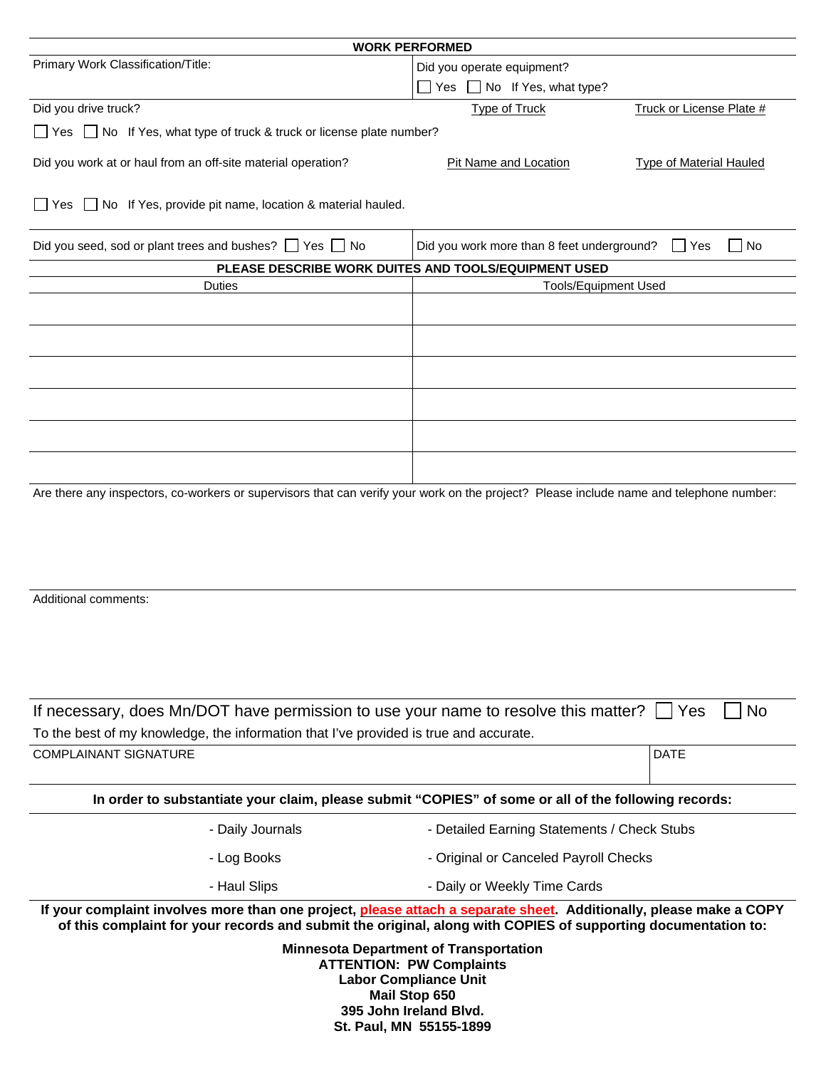**WORK PERFORMED**

| | |
|---|---|
| Primary Work Classification/Title: | Did you operate equipment? ☐ Yes ☐ No If Yes, what type? |

Did you drive truck? ☐ Yes ☐ No If Yes, what type of truck & truck or license plate number?

| Type of Truck | Truck or License Plate # |
|---|---|
| | |

Did you work at or haul from an off-site material operation? ☐ Yes ☐ No If Yes, provide pit name, location & material hauled.

| Pit Name and Location | Type of Material Hauled |
|---|---|
| | |

| | |
|---|---|
| Did you seed, sod or plant trees and bushes? ☐ Yes ☐ No | Did you work more than 8 feet underground? ☐ Yes ☐ No |

**PLEASE DESCRIBE WORK DUITES AND TOOLS/EQUIPMENT USED**

| Duties | Tools/Equipment Used |
|---|---|
| | |
| | |
| | |
| | |
| | |
| | |

Are there any inspectors, co-workers or supervisors that can verify your work on the project? Please include name and telephone number:

Additional comments:

If necessary, does Mn/DOT have permission to use your name to resolve this matter? ☐ Yes ☐ No

To the best of my knowledge, the information that I've provided is true and accurate.

| COMPLAINANT SIGNATURE | DATE |
|---|---|
| | |

**In order to substantiate your claim, please submit "COPIES" of some or all of the following records:**

| | |
|---|---|
| - Daily Journals | - Detailed Earning Statements / Check Stubs |
| - Log Books | - Original or Canceled Payroll Checks |
| - Haul Slips | - Daily or Weekly Time Cards |

**If your complaint involves more than one project, please attach a separate sheet. Additionally, please make a COPY of this complaint for your records and submit the original, along with COPIES of supporting documentation to:**

**Minnesota Department of Transportation**
**ATTENTION: PW Complaints**
**Labor Compliance Unit**
**Mail Stop 650**
**395 John Ireland Blvd.**
**St. Paul, MN 55155-1899**